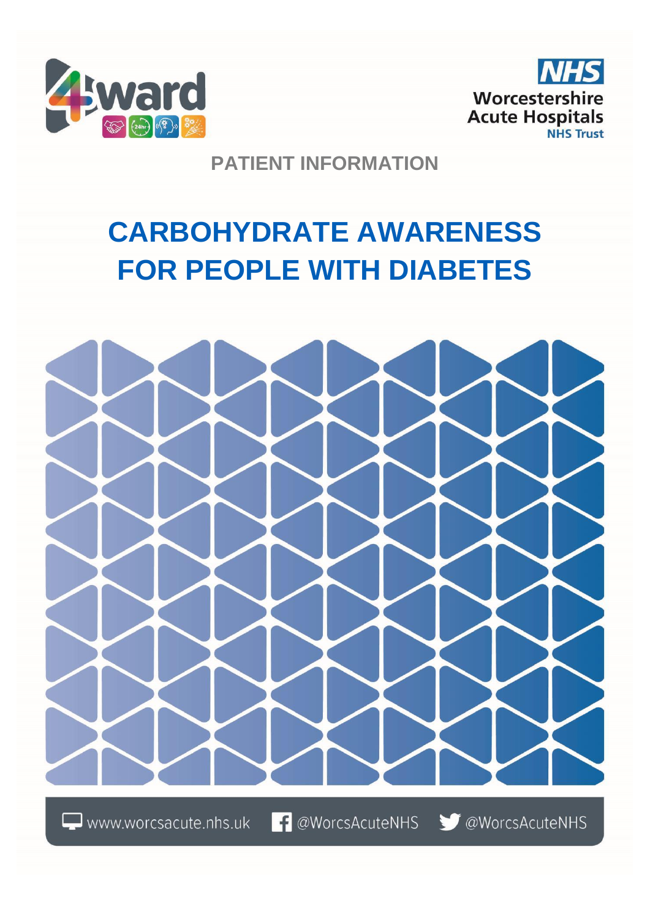NHS Worcestershire Acute Hospitals NHS Trust

PATIENT INFORMATION

# CARBOHYDRATE AWARENESS FOR PEOPLE WITH DIABETES

www.worcsacute.nhs.uk @WorcsAcuteNHS @WorcsAcuteNHS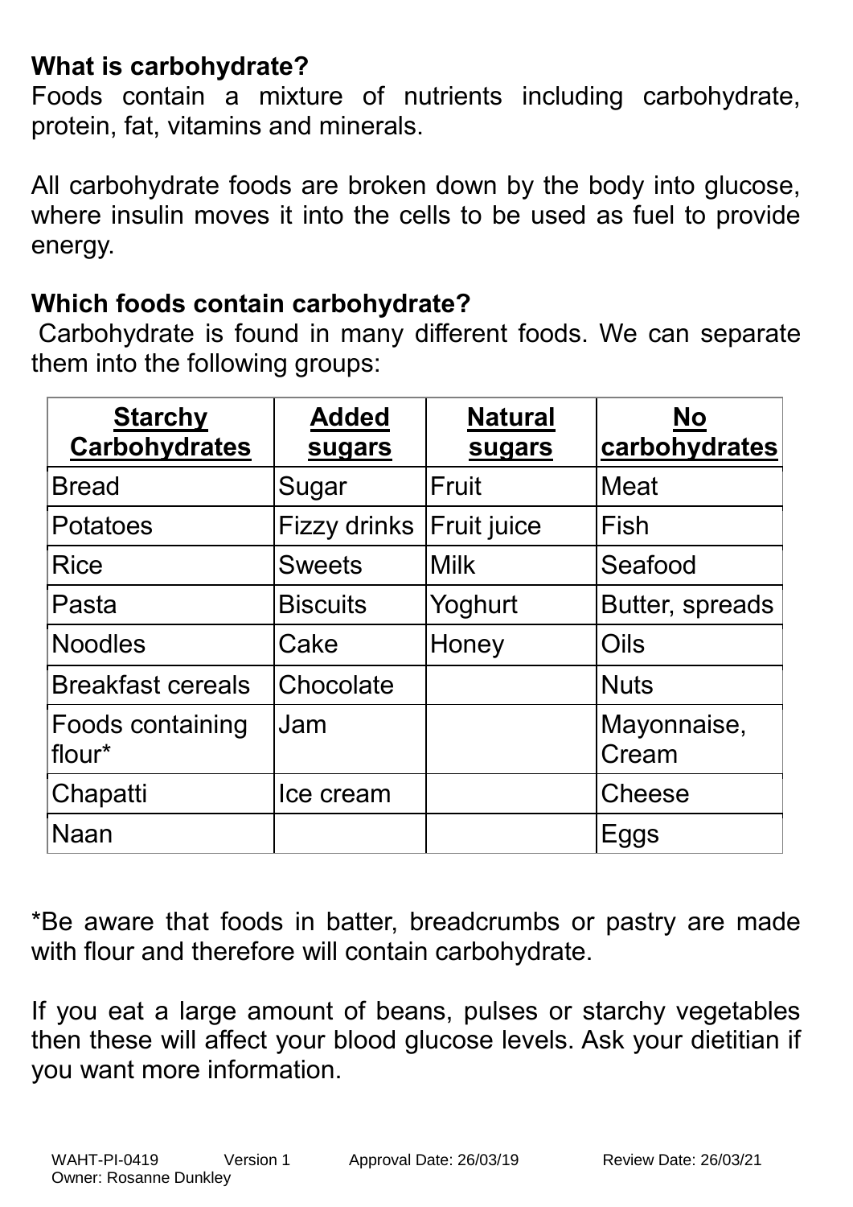**What is carbohydrate?**

Foods contain a mixture of nutrients including carbohydrate, protein, fat, vitamins and minerals.

All carbohydrate foods are broken down by the body into glucose, where insulin moves it into the cells to be used as fuel to provide energy.

**Which foods contain carbohydrate?**

Carbohydrate is found in many different foods. We can separate them into the following groups:

| **Starchy Carbohydrates** | **Added sugars** | **Natural sugars** | **No carbohydrates** |
|---|---|---|---|
| Bread | Sugar | Fruit | Meat |
| Potatoes | Fizzy drinks | Fruit juice | Fish |
| Rice | Sweets | Milk | Seafood |
| Pasta | Biscuits | Yoghurt | Butter, spreads |
| Noodles | Cake | Honey | Oils |
| Breakfast cereals | Chocolate | | Nuts |
| Foods containing flour* | Jam | | Mayonnaise, Cream |
| Chapatti | Ice cream | | Cheese |
| Naan | | | Eggs |

*Be aware that foods in batter, breadcrumbs or pastry are made with flour and therefore will contain carbohydrate.

If you eat a large amount of beans, pulses or starchy vegetables then these will affect your blood glucose levels. Ask your dietitian if you want more information.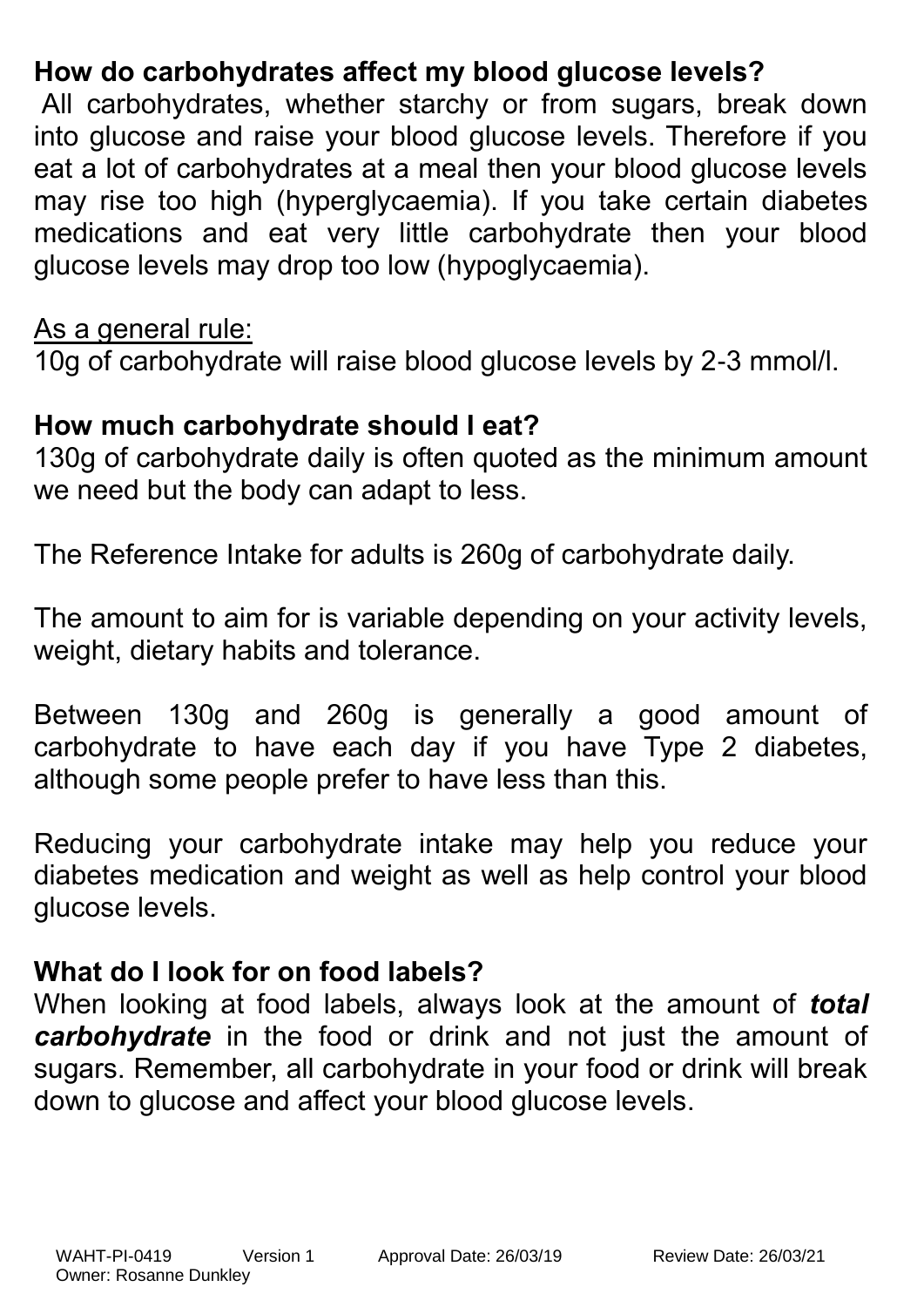## How do carbohydrates affect my blood glucose levels?

All carbohydrates, whether starchy or from sugars, break down into glucose and raise your blood glucose levels. Therefore if you eat a lot of carbohydrates at a meal then your blood glucose levels may rise too high (hyperglycaemia). If you take certain diabetes medications and eat very little carbohydrate then your blood glucose levels may drop too low (hypoglycaemia).

<u>As a general rule:</u>

10g of carbohydrate will raise blood glucose levels by 2-3 mmol/l.

## How much carbohydrate should I eat?

130g of carbohydrate daily is often quoted as the minimum amount we need but the body can adapt to less.

The Reference Intake for adults is 260g of carbohydrate daily.

The amount to aim for is variable depending on your activity levels, weight, dietary habits and tolerance.

Between 130g and 260g is generally a good amount of carbohydrate to have each day if you have Type 2 diabetes, although some people prefer to have less than this.

Reducing your carbohydrate intake may help you reduce your diabetes medication and weight as well as help control your blood glucose levels.

## What do I look for on food labels?

When looking at food labels, always look at the amount of ***total carbohydrate*** in the food or drink and not just the amount of sugars. Remember, all carbohydrate in your food or drink will break down to glucose and affect your blood glucose levels.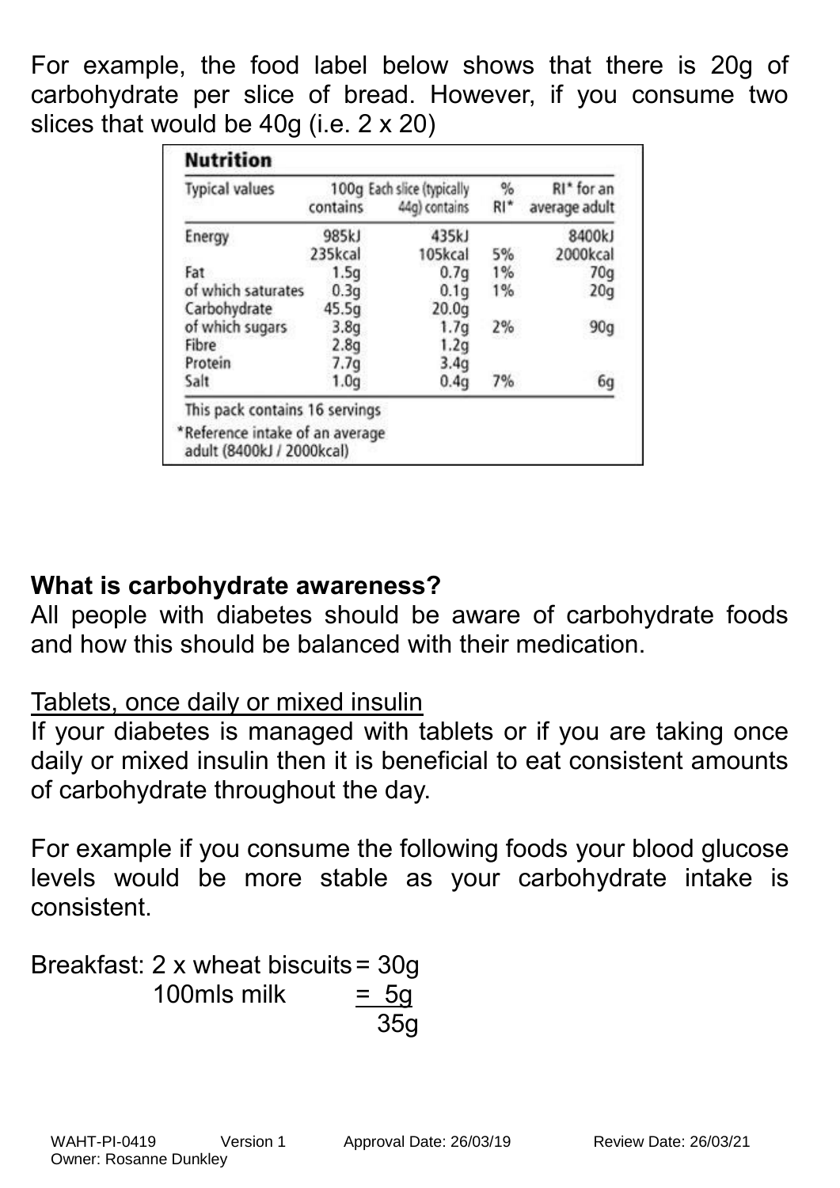For example, the food label below shows that there is 20g of carbohydrate per slice of bread. However, if you consume two slices that would be 40g (i.e. 2 x 20)

**Nutrition**

| Typical values | 100g contains | Each slice (typically 44g) contains | % RI* | RI* for an average adult |
|---|---|---|---|---|
| Energy | 985kJ 235kcal | 435kJ 105kcal | 5% | 8400kJ 2000kcal |
| Fat | 1.5g | 0.7g | 1% | 70g |
| of which saturates | 0.3g | 0.1g | 1% | 20g |
| Carbohydrate | 45.5g | 20.0g | | |
| of which sugars | 3.8g | 1.7g | 2% | 90g |
| Fibre | 2.8g | 1.2g | | |
| Protein | 7.7g | 3.4g | | |
| Salt | 1.0g | 0.4g | 7% | 6g |

This pack contains 16 servings

*Reference intake of an average adult (8400kJ / 2000kcal)

**What is carbohydrate awareness?**

All people with diabetes should be aware of carbohydrate foods and how this should be balanced with their medication.

Tablets, once daily or mixed insulin

If your diabetes is managed with tablets or if you are taking once daily or mixed insulin then it is beneficial to eat consistent amounts of carbohydrate throughout the day.

For example if you consume the following foods your blood glucose levels would be more stable as your carbohydrate intake is consistent.

Breakfast: 2 x wheat biscuits = 30g
100mls milk = 5g
35g

WAHT-PI-0419 Version 1 Approval Date: 26/03/19 Review Date: 26/03/21
Owner: Rosanne Dunkley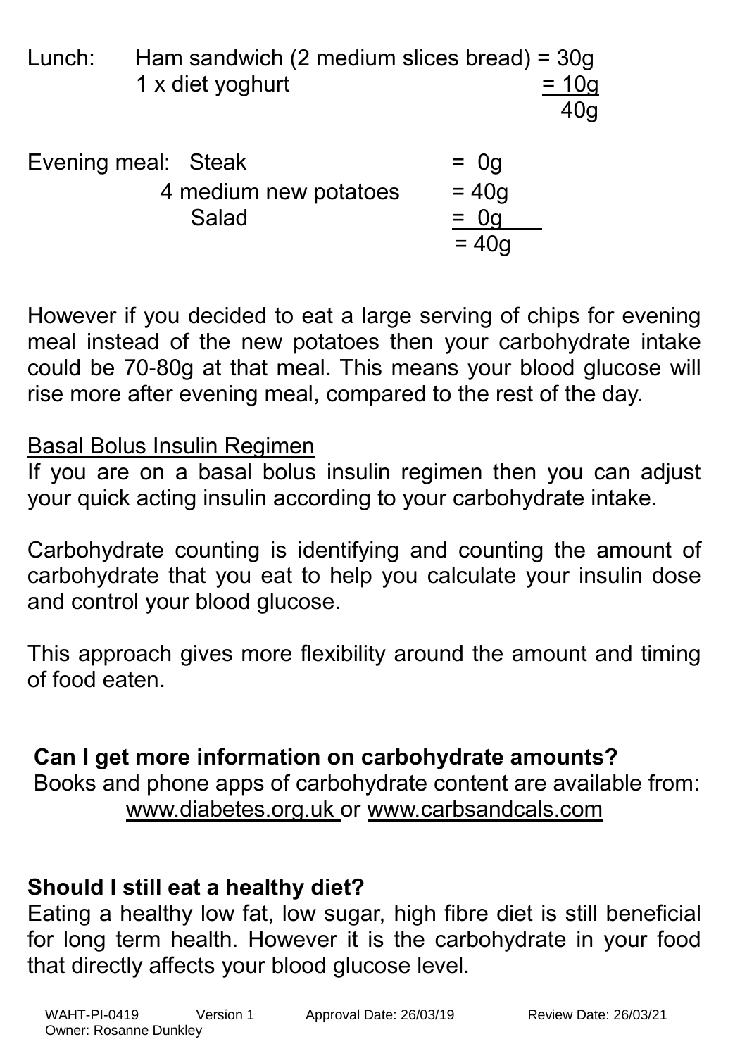Lunch: Ham sandwich (2 medium slices bread) = 30g
1 x diet yoghurt = 10g
40g

Evening meal: Steak = 0g
4 medium new potatoes = 40g
Salad = 0g
= 40g

However if you decided to eat a large serving of chips for evening meal instead of the new potatoes then your carbohydrate intake could be 70-80g at that meal. This means your blood glucose will rise more after evening meal, compared to the rest of the day.

Basal Bolus Insulin Regimen

If you are on a basal bolus insulin regimen then you can adjust your quick acting insulin according to your carbohydrate intake.

Carbohydrate counting is identifying and counting the amount of carbohydrate that you eat to help you calculate your insulin dose and control your blood glucose.

This approach gives more flexibility around the amount and timing of food eaten.

**Can I get more information on carbohydrate amounts?**

Books and phone apps of carbohydrate content are available from: www.diabetes.org.uk or www.carbsandcals.com

**Should I still eat a healthy diet?**

Eating a healthy low fat, low sugar, high fibre diet is still beneficial for long term health. However it is the carbohydrate in your food that directly affects your blood glucose level.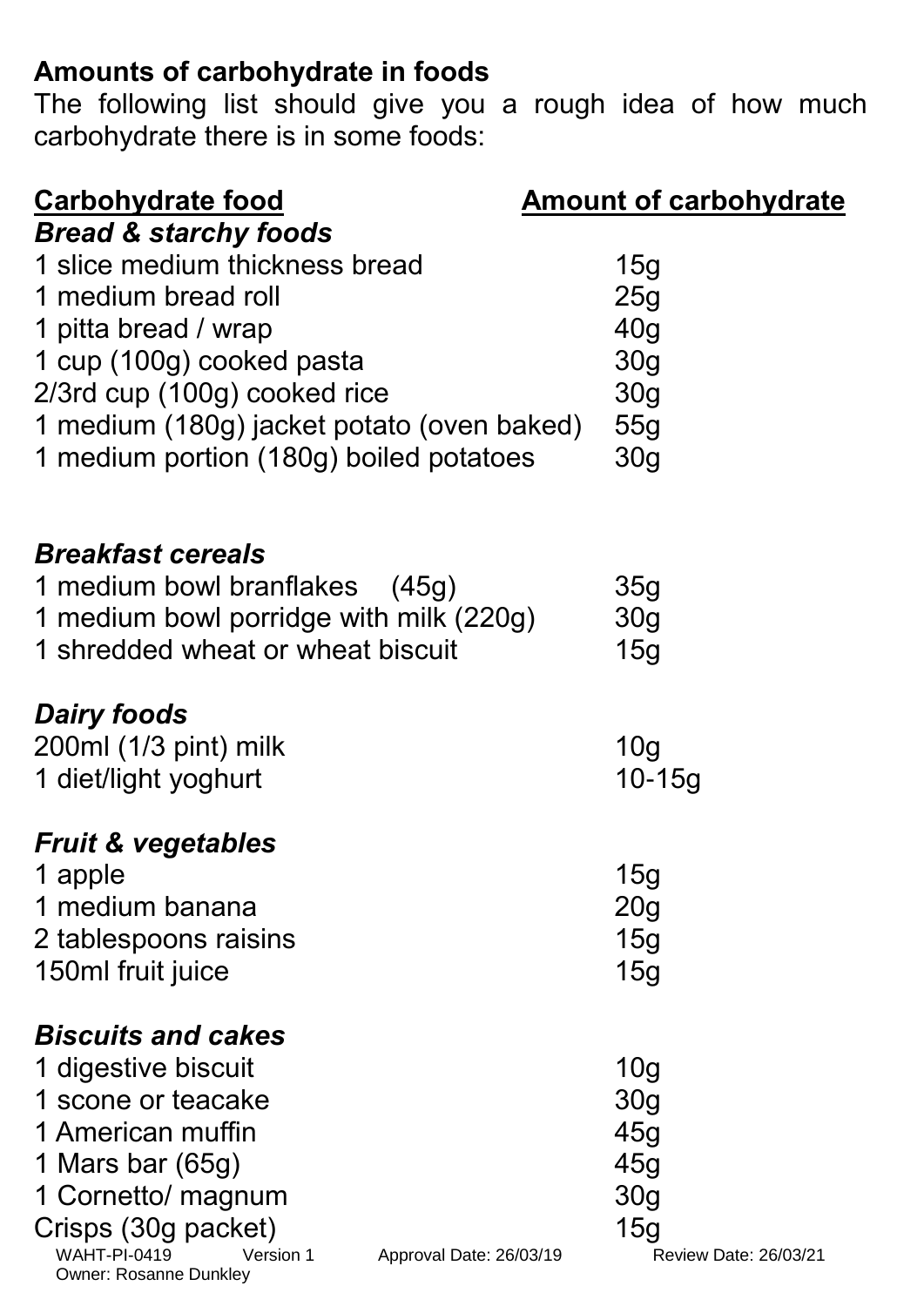## Amounts of carbohydrate in foods

The following list should give you a rough idea of how much carbohydrate there is in some foods:

| Carbohydrate food | Amount of carbohydrate |
|---|---|
| ***Bread & starchy foods*** | |
| 1 slice medium thickness bread | 15g |
| 1 medium bread roll | 25g |
| 1 pitta bread / wrap | 40g |
| 1 cup (100g) cooked pasta | 30g |
| 2/3rd cup (100g) cooked rice | 30g |
| 1 medium (180g) jacket potato (oven baked) | 55g |
| 1 medium portion (180g) boiled potatoes | 30g |
| ***Breakfast cereals*** | |
| 1 medium bowl branflakes (45g) | 35g |
| 1 medium bowl porridge with milk (220g) | 30g |
| 1 shredded wheat or wheat biscuit | 15g |
| ***Dairy foods*** | |
| 200ml (1/3 pint) milk | 10g |
| 1 diet/light yoghurt | 10-15g |
| ***Fruit & vegetables*** | |
| 1 apple | 15g |
| 1 medium banana | 20g |
| 2 tablespoons raisins | 15g |
| 150ml fruit juice | 15g |
| ***Biscuits and cakes*** | |
| 1 digestive biscuit | 10g |
| 1 scone or teacake | 30g |
| 1 American muffin | 45g |
| 1 Mars bar (65g) | 45g |
| 1 Cornetto/ magnum | 30g |
| Crisps (30g packet) | 15g |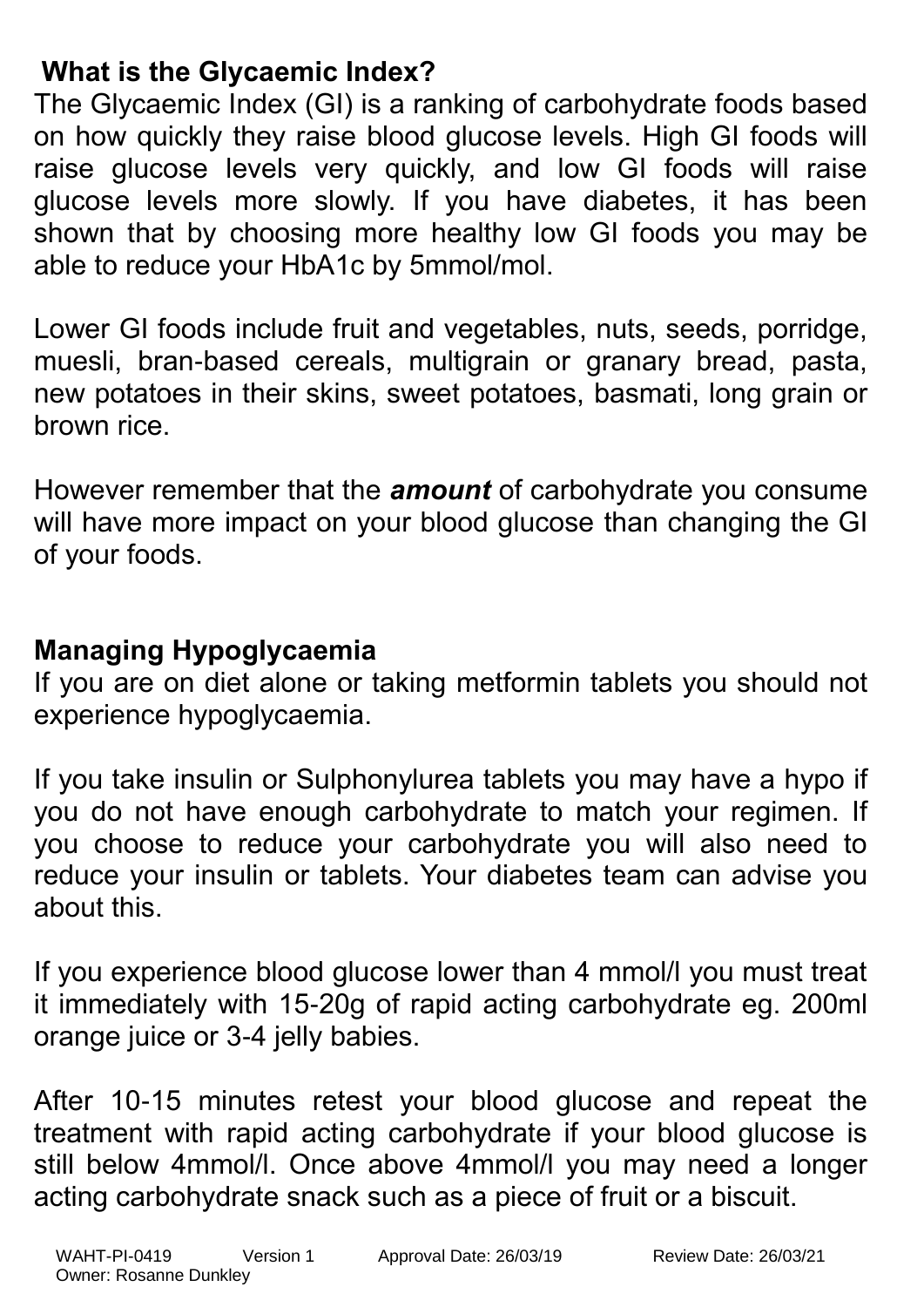## What is the Glycaemic Index?

The Glycaemic Index (GI) is a ranking of carbohydrate foods based on how quickly they raise blood glucose levels. High GI foods will raise glucose levels very quickly, and low GI foods will raise glucose levels more slowly. If you have diabetes, it has been shown that by choosing more healthy low GI foods you may be able to reduce your HbA1c by 5mmol/mol.

Lower GI foods include fruit and vegetables, nuts, seeds, porridge, muesli, bran-based cereals, multigrain or granary bread, pasta, new potatoes in their skins, sweet potatoes, basmati, long grain or brown rice.

However remember that the ***amount*** of carbohydrate you consume will have more impact on your blood glucose than changing the GI of your foods.

## Managing Hypoglycaemia

If you are on diet alone or taking metformin tablets you should not experience hypoglycaemia.

If you take insulin or Sulphonylurea tablets you may have a hypo if you do not have enough carbohydrate to match your regimen. If you choose to reduce your carbohydrate you will also need to reduce your insulin or tablets. Your diabetes team can advise you about this.

If you experience blood glucose lower than 4 mmol/l you must treat it immediately with 15-20g of rapid acting carbohydrate eg. 200ml orange juice or 3-4 jelly babies.

After 10-15 minutes retest your blood glucose and repeat the treatment with rapid acting carbohydrate if your blood glucose is still below 4mmol/l. Once above 4mmol/l you may need a longer acting carbohydrate snack such as a piece of fruit or a biscuit.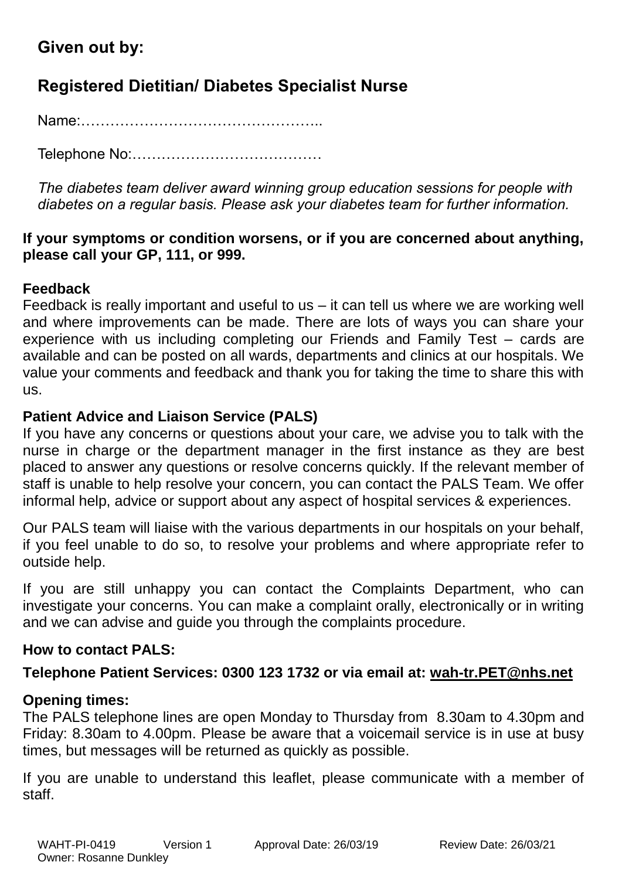## Given out by:

## Registered Dietitian/ Diabetes Specialist Nurse

Name:…………………………………………..

Telephone No:…………………………………

*The diabetes team deliver award winning group education sessions for people with diabetes on a regular basis. Please ask your diabetes team for further information.*

**If your symptoms or condition worsens, or if you are concerned about anything, please call your GP, 111, or 999.**

**Feedback**

Feedback is really important and useful to us – it can tell us where we are working well and where improvements can be made. There are lots of ways you can share your experience with us including completing our Friends and Family Test – cards are available and can be posted on all wards, departments and clinics at our hospitals. We value your comments and feedback and thank you for taking the time to share this with us.

**Patient Advice and Liaison Service (PALS)**

If you have any concerns or questions about your care, we advise you to talk with the nurse in charge or the department manager in the first instance as they are best placed to answer any questions or resolve concerns quickly. If the relevant member of staff is unable to help resolve your concern, you can contact the PALS Team. We offer informal help, advice or support about any aspect of hospital services & experiences.

Our PALS team will liaise with the various departments in our hospitals on your behalf, if you feel unable to do so, to resolve your problems and where appropriate refer to outside help.

If you are still unhappy you can contact the Complaints Department, who can investigate your concerns. You can make a complaint orally, electronically or in writing and we can advise and guide you through the complaints procedure.

**How to contact PALS:**

**Telephone Patient Services: 0300 123 1732 or via email at: wah-tr.PET@nhs.net**

**Opening times:**

The PALS telephone lines are open Monday to Thursday from 8.30am to 4.30pm and Friday: 8.30am to 4.00pm. Please be aware that a voicemail service is in use at busy times, but messages will be returned as quickly as possible.

If you are unable to understand this leaflet, please communicate with a member of staff.

WAHT-PI-0419 Version 1 Approval Date: 26/03/19 Review Date: 26/03/21
Owner: Rosanne Dunkley